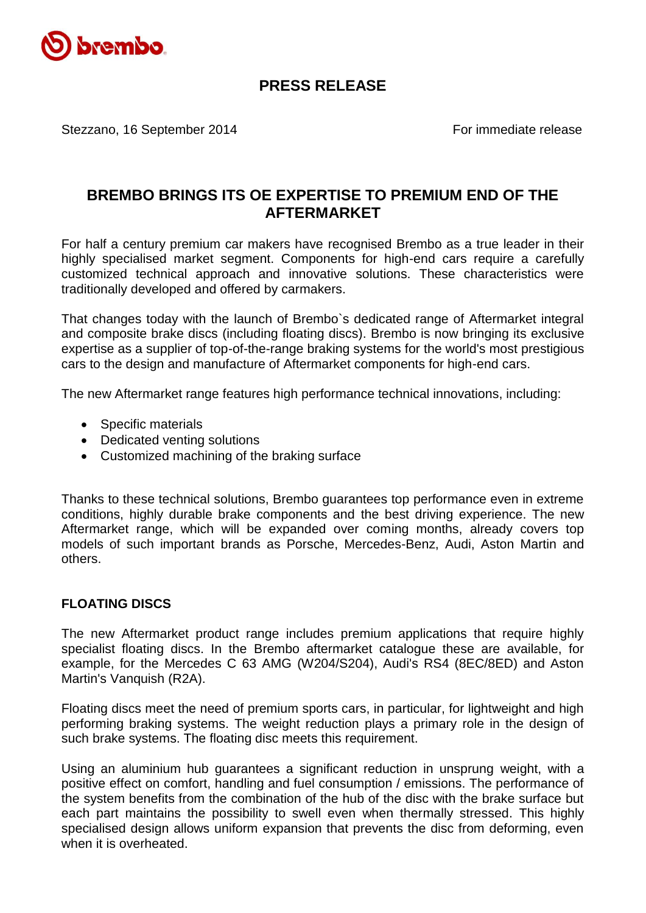# PRESS RELEASE

Stezzano, 16 September 2014 For immediate release

## BREMBO BRINGS ITS OE EXPERTISE TO PREMIUM END OF THE AFTERMARKET

For half a century premium car makers have recognised Brembo as a true leader in their highly specialised market segment. Components for high-end cars require a carefully customized technical approach and innovative solutions. These characteristics were traditionally developed and offered by carmakers.

That changes today with the launch of Brembo`s dedicated range of Aftermarket integral and composite brake discs (including floating discs). Brembo is now bringing its exclusive expertise as a supplier of top-of-the-range braking systems for the world's most prestigious cars to the design and manufacture of Aftermarket components for high-end cars.

The new Aftermarket range features high performance technical innovations, including:

- Specific materials
- Dedicated venting solutions
- Customized machining of the braking surface

Thanks to these technical solutions, Brembo guarantees top performance even in extreme conditions, highly durable brake components and the best driving experience. The new Aftermarket range, which will be expanded over coming months, already covers top models of such important brands as Porsche, Mercedes-Benz, Audi, Aston Martin and others.

### FLOATING DISCS

The new Aftermarket product range includes premium applications that require highly specialist floating discs. In the Brembo aftermarket catalogue these are available, for example, for the Mercedes C 63 AMG (W204/S204), Audi's RS4 (8EC/8ED) and Aston Martin's Vanquish (R2A).

Floating discs meet the need of premium sports cars, in particular, for lightweight and high performing braking systems. The weight reduction plays a primary role in the design of such brake systems. The floating disc meets this requirement.

Using an aluminium hub guarantees a significant reduction in unsprung weight, with a positive effect on comfort, handling and fuel consumption / emissions. The performance of the system benefits from the combination of the hub of the disc with the brake surface but each part maintains the possibility to swell even when thermally stressed. This highly specialised design allows uniform expansion that prevents the disc from deforming, even when it is overheated.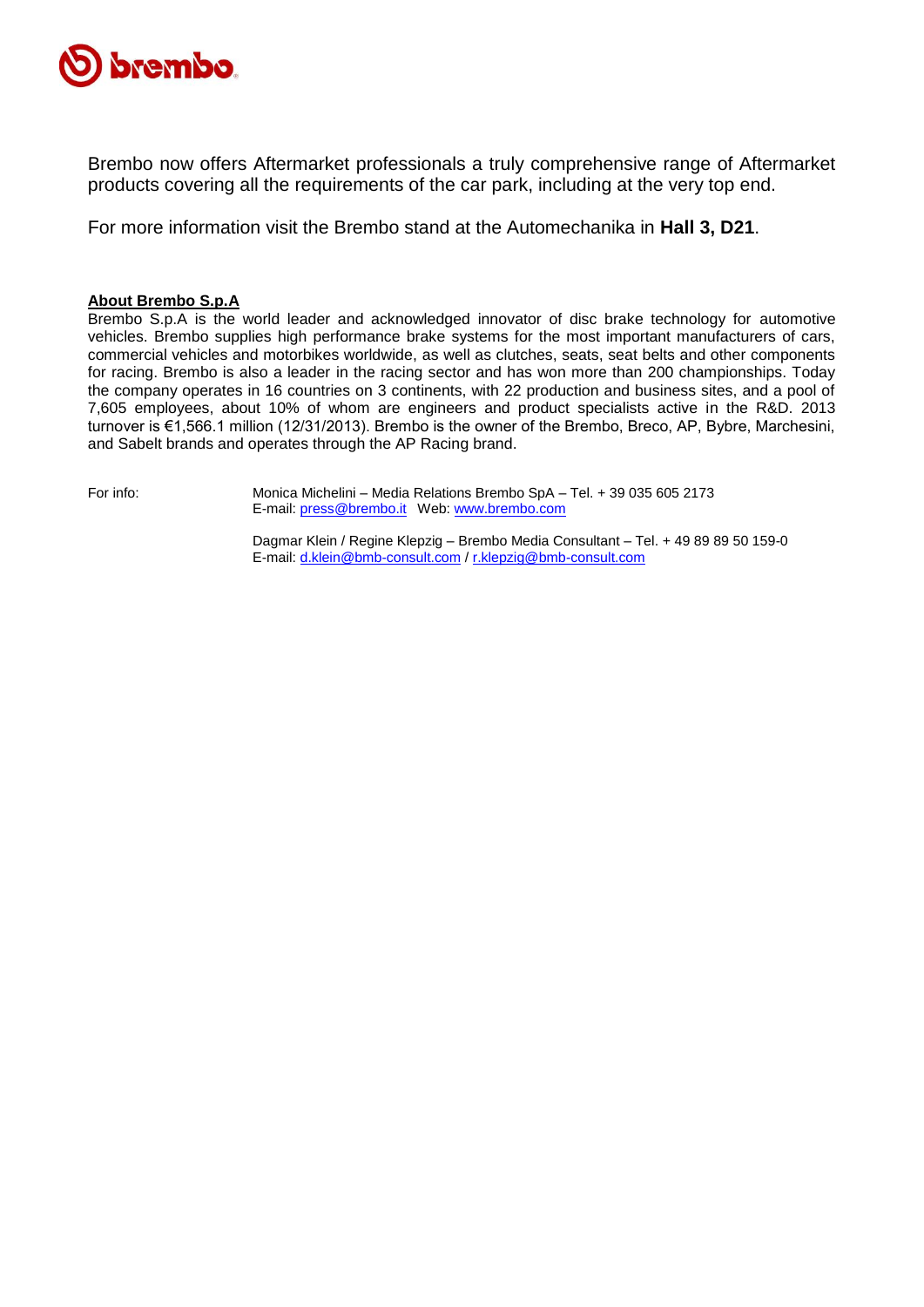Brembo now offers Aftermarket professionals a truly comprehensive range of Aftermarket products covering all the requirements of the car park, including at the very top end.

For more information visit the Brembo stand at the Automechanika in **Hall 3, D21**.

**About Brembo S.p.A**

Brembo S.p.A is the world leader and acknowledged innovator of disc brake technology for automotive vehicles. Brembo supplies high performance brake systems for the most important manufacturers of cars, commercial vehicles and motorbikes worldwide, as well as clutches, seats, seat belts and other components for racing. Brembo is also a leader in the racing sector and has won more than 200 championships. Today the company operates in 16 countries on 3 continents, with 22 production and business sites, and a pool of 7,605 employees, about 10% of whom are engineers and product specialists active in the R&D. 2013 turnover is €1,566.1 million (12/31/2013). Brembo is the owner of the Brembo, Breco, AP, Bybre, Marchesini, and Sabelt brands and operates through the AP Racing brand.

For info:

Monica Michelini – Media Relations Brembo SpA – Tel. + 39 035 605 2173
E-mail: press@brembo.it Web: www.brembo.com

Dagmar Klein / Regine Klepzig – Brembo Media Consultant – Tel. + 49 89 89 50 159-0
E-mail: d.klein@bmb-consult.com / r.klepzig@bmb-consult.com